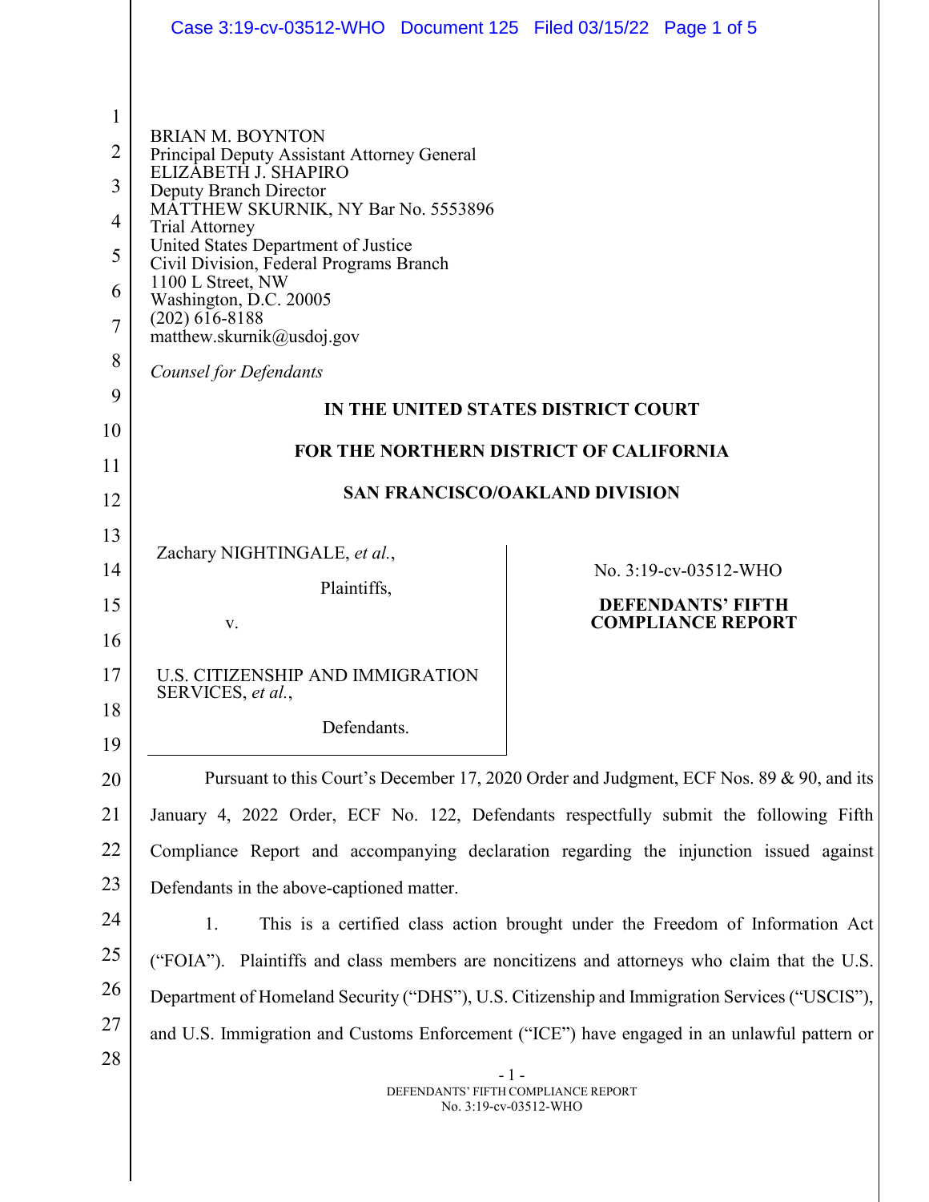BRIAN M. BOYNTON
Principal Deputy Assistant Attorney General
ELIZABETH J. SHAPIRO
Deputy Branch Director
MATTHEW SKURNIK, NY Bar No. 5553896
Trial Attorney
United States Department of Justice
Civil Division, Federal Programs Branch
1100 L Street, NW
Washington, D.C. 20005
(202) 616-8188
matthew.skurnik@usdoj.gov

*Counsel for Defendants*

**IN THE UNITED STATES DISTRICT COURT**

**FOR THE NORTHERN DISTRICT OF CALIFORNIA**

**SAN FRANCISCO/OAKLAND DIVISION**

Zachary NIGHTINGALE, *et al.*,

Plaintiffs,

v.

U.S. CITIZENSHIP AND IMMIGRATION SERVICES, *et al.*,

Defendants.

No. 3:19-cv-03512-WHO

**DEFENDANTS' FIFTH COMPLIANCE REPORT**

Pursuant to this Court's December 17, 2020 Order and Judgment, ECF Nos. 89 & 90, and its January 4, 2022 Order, ECF No. 122, Defendants respectfully submit the following Fifth Compliance Report and accompanying declaration regarding the injunction issued against Defendants in the above-captioned matter.

1. This is a certified class action brought under the Freedom of Information Act ("FOIA"). Plaintiffs and class members are noncitizens and attorneys who claim that the U.S. Department of Homeland Security ("DHS"), U.S. Citizenship and Immigration Services ("USCIS"), and U.S. Immigration and Customs Enforcement ("ICE") have engaged in an unlawful pattern or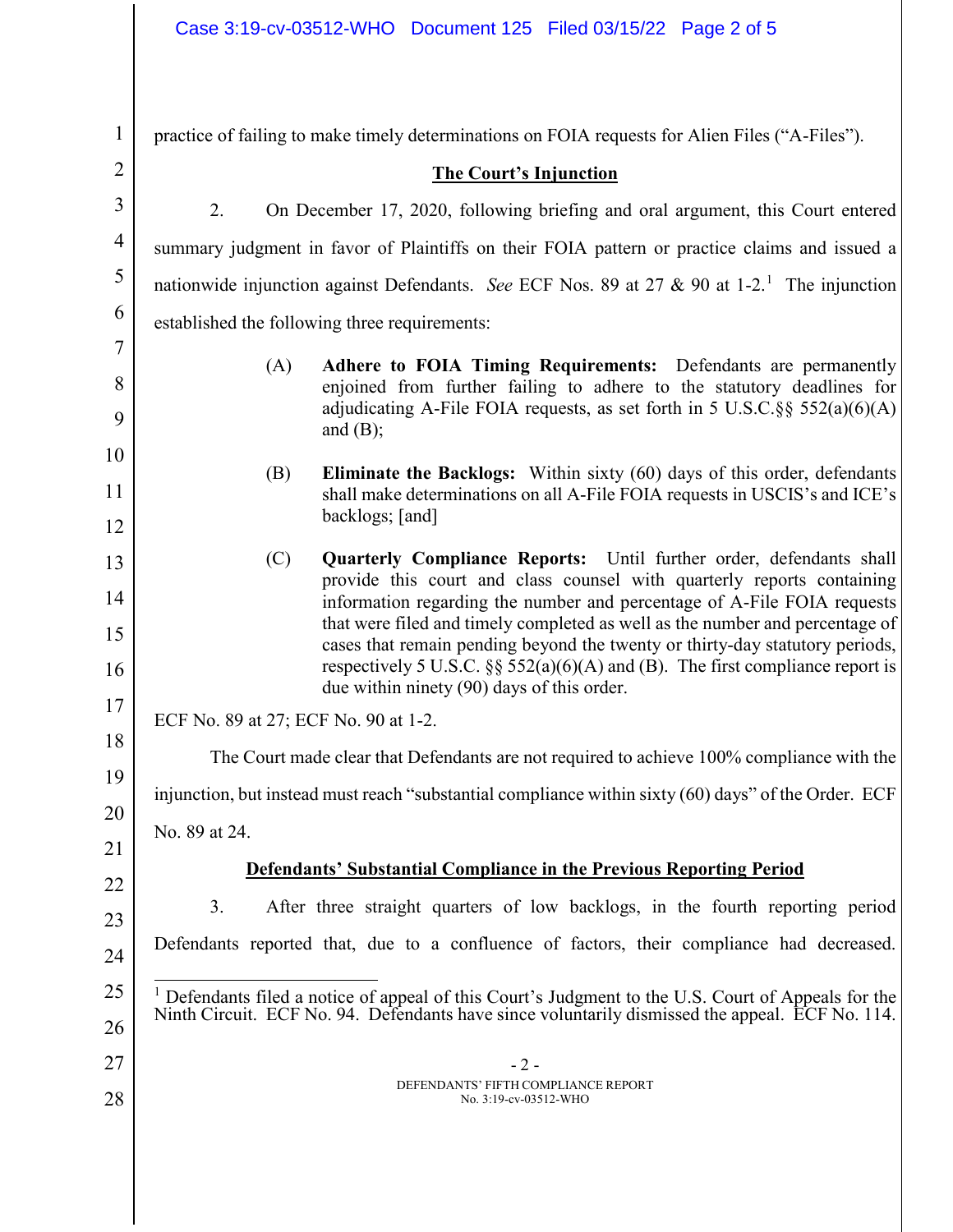practice of failing to make timely determinations on FOIA requests for Alien Files ("A-Files").

## The Court's Injunction

2. On December 17, 2020, following briefing and oral argument, this Court entered summary judgment in favor of Plaintiffs on their FOIA pattern or practice claims and issued a nationwide injunction against Defendants. *See* ECF Nos. 89 at 27 & 90 at 1-2.[1] The injunction established the following three requirements:

> (A) **Adhere to FOIA Timing Requirements:** Defendants are permanently enjoined from further failing to adhere to the statutory deadlines for adjudicating A-File FOIA requests, as set forth in 5 U.S.C.§§ 552(a)(6)(A) and (B);
>
> (B) **Eliminate the Backlogs:** Within sixty (60) days of this order, defendants shall make determinations on all A-File FOIA requests in USCIS's and ICE's backlogs; [and]
>
> (C) **Quarterly Compliance Reports:** Until further order, defendants shall provide this court and class counsel with quarterly reports containing information regarding the number and percentage of A-File FOIA requests that were filed and timely completed as well as the number and percentage of cases that remain pending beyond the twenty or thirty-day statutory periods, respectively 5 U.S.C. §§ 552(a)(6)(A) and (B). The first compliance report is due within ninety (90) days of this order.

ECF No. 89 at 27; ECF No. 90 at 1-2.

The Court made clear that Defendants are not required to achieve 100% compliance with the injunction, but instead must reach "substantial compliance within sixty (60) days" of the Order. ECF No. 89 at 24.

## Defendants' Substantial Compliance in the Previous Reporting Period

3. After three straight quarters of low backlogs, in the fourth reporting period Defendants reported that, due to a confluence of factors, their compliance had decreased.

[1] Defendants filed a notice of appeal of this Court's Judgment to the U.S. Court of Appeals for the Ninth Circuit. ECF No. 94. Defendants have since voluntarily dismissed the appeal. ECF No. 114.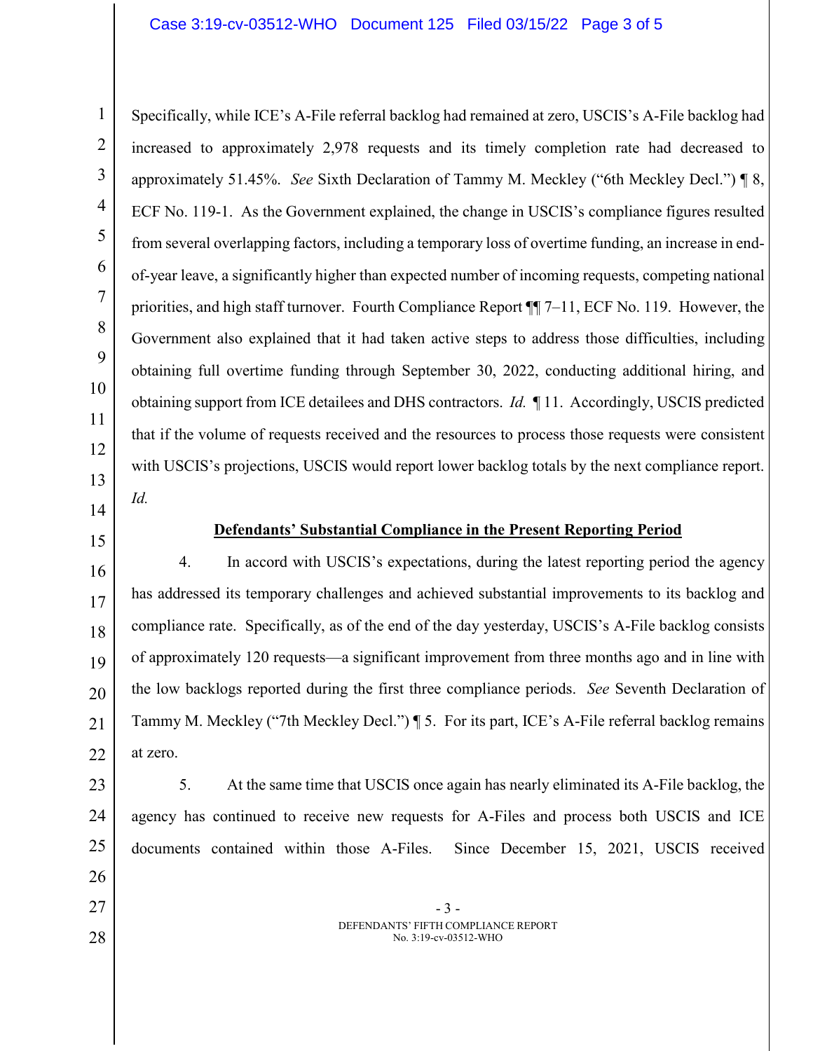Specifically, while ICE's A-File referral backlog had remained at zero, USCIS's A-File backlog had increased to approximately 2,978 requests and its timely completion rate had decreased to approximately 51.45%. *See* Sixth Declaration of Tammy M. Meckley ("6th Meckley Decl.") ¶ 8, ECF No. 119-1. As the Government explained, the change in USCIS's compliance figures resulted from several overlapping factors, including a temporary loss of overtime funding, an increase in end-of-year leave, a significantly higher than expected number of incoming requests, competing national priorities, and high staff turnover. Fourth Compliance Report ¶¶ 7–11, ECF No. 119. However, the Government also explained that it had taken active steps to address those difficulties, including obtaining full overtime funding through September 30, 2022, conducting additional hiring, and obtaining support from ICE detailees and DHS contractors. *Id.* ¶ 11. Accordingly, USCIS predicted that if the volume of requests received and the resources to process those requests were consistent with USCIS's projections, USCIS would report lower backlog totals by the next compliance report. *Id.*

**Defendants' Substantial Compliance in the Present Reporting Period**

4. In accord with USCIS's expectations, during the latest reporting period the agency has addressed its temporary challenges and achieved substantial improvements to its backlog and compliance rate. Specifically, as of the end of the day yesterday, USCIS's A-File backlog consists of approximately 120 requests—a significant improvement from three months ago and in line with the low backlogs reported during the first three compliance periods. *See* Seventh Declaration of Tammy M. Meckley ("7th Meckley Decl.") ¶ 5. For its part, ICE's A-File referral backlog remains at zero.

5. At the same time that USCIS once again has nearly eliminated its A-File backlog, the agency has continued to receive new requests for A-Files and process both USCIS and ICE documents contained within those A-Files. Since December 15, 2021, USCIS received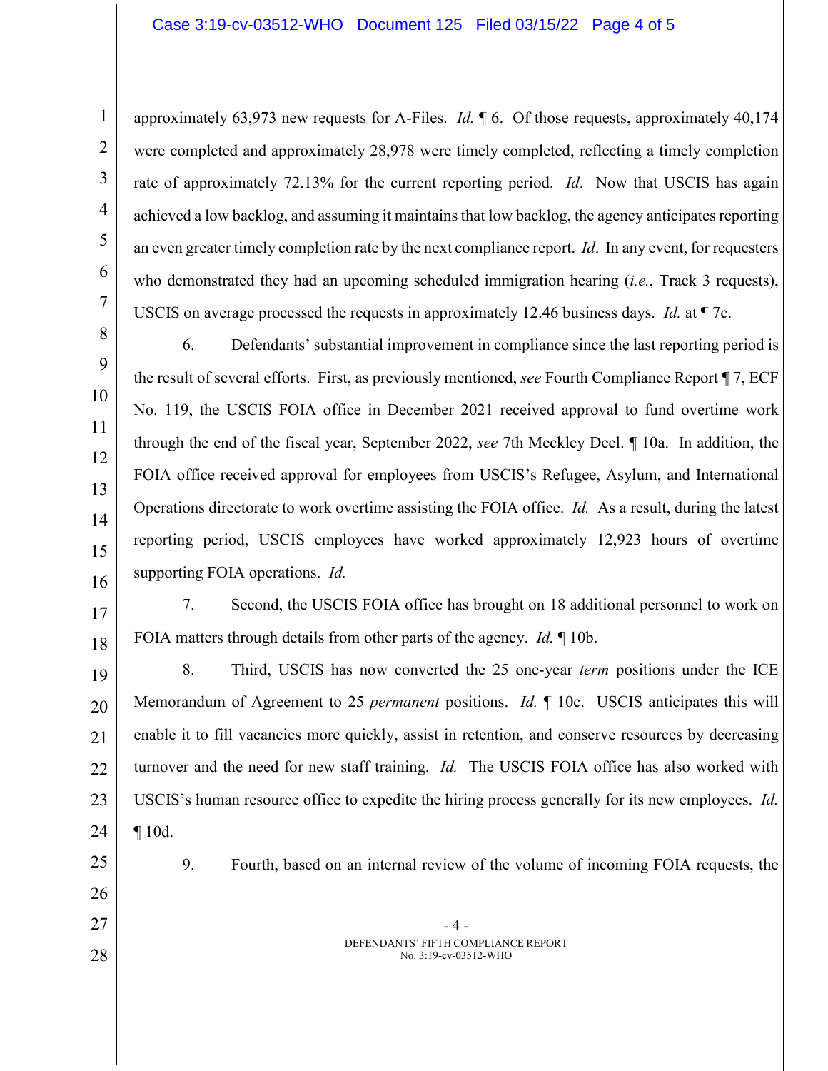approximately 63,973 new requests for A-Files. *Id.* ¶ 6. Of those requests, approximately 40,174 were completed and approximately 28,978 were timely completed, reflecting a timely completion rate of approximately 72.13% for the current reporting period. *Id*. Now that USCIS has again achieved a low backlog, and assuming it maintains that low backlog, the agency anticipates reporting an even greater timely completion rate by the next compliance report. *Id*. In any event, for requesters who demonstrated they had an upcoming scheduled immigration hearing (*i.e.*, Track 3 requests), USCIS on average processed the requests in approximately 12.46 business days. *Id.* at ¶ 7c.

6. Defendants' substantial improvement in compliance since the last reporting period is the result of several efforts. First, as previously mentioned, *see* Fourth Compliance Report ¶ 7, ECF No. 119, the USCIS FOIA office in December 2021 received approval to fund overtime work through the end of the fiscal year, September 2022, *see* 7th Meckley Decl. ¶ 10a. In addition, the FOIA office received approval for employees from USCIS's Refugee, Asylum, and International Operations directorate to work overtime assisting the FOIA office. *Id.* As a result, during the latest reporting period, USCIS employees have worked approximately 12,923 hours of overtime supporting FOIA operations. *Id.*

7. Second, the USCIS FOIA office has brought on 18 additional personnel to work on FOIA matters through details from other parts of the agency. *Id.* ¶ 10b.

8. Third, USCIS has now converted the 25 one-year *term* positions under the ICE Memorandum of Agreement to 25 *permanent* positions. *Id.* ¶ 10c. USCIS anticipates this will enable it to fill vacancies more quickly, assist in retention, and conserve resources by decreasing turnover and the need for new staff training. *Id.* The USCIS FOIA office has also worked with USCIS's human resource office to expedite the hiring process generally for its new employees. *Id.* ¶ 10d.

9. Fourth, based on an internal review of the volume of incoming FOIA requests, the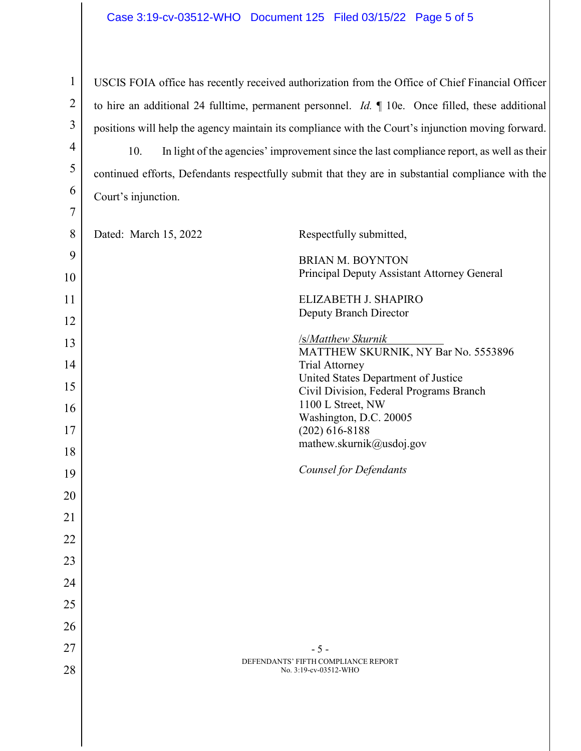USCIS FOIA office has recently received authorization from the Office of Chief Financial Officer to hire an additional 24 fulltime, permanent personnel. *Id.* ¶ 10e. Once filled, these additional positions will help the agency maintain its compliance with the Court's injunction moving forward.

10. In light of the agencies' improvement since the last compliance report, as well as their continued efforts, Defendants respectfully submit that they are in substantial compliance with the Court's injunction.

Dated: March 15, 2022

Respectfully submitted,

BRIAN M. BOYNTON
Principal Deputy Assistant Attorney General

ELIZABETH J. SHAPIRO
Deputy Branch Director

/s/*Matthew Skurnik*
MATTHEW SKURNIK, NY Bar No. 5553896
Trial Attorney
United States Department of Justice
Civil Division, Federal Programs Branch
1100 L Street, NW
Washington, D.C. 20005
(202) 616-8188
mathew.skurnik@usdoj.gov

*Counsel for Defendants*